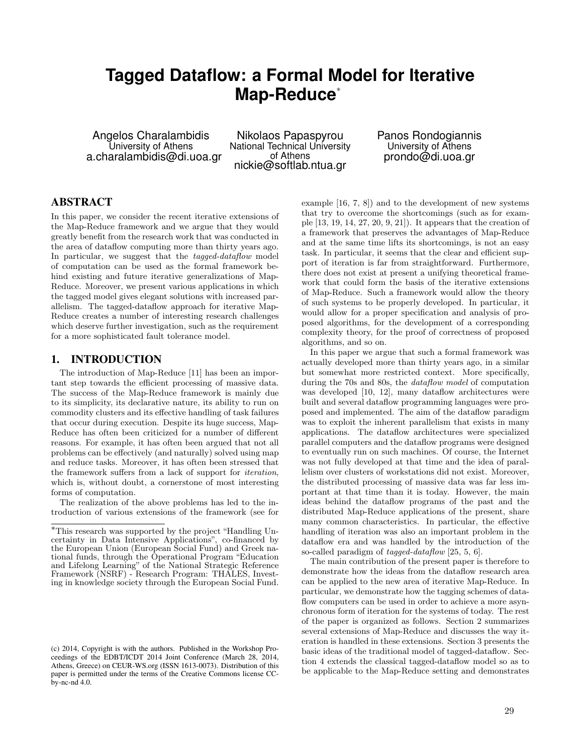# Tagged Dataflow: a Formal Model for Iterative Map-Reduce*

Angelos Charalambidis
University of Athens
a.charalambidis@di.uoa.gr

Nikolaos Papaspyrou
National Technical University of Athens
nickie@softlab.ntua.gr

Panos Rondogiannis
University of Athens
prondo@di.uoa.gr

## ABSTRACT

In this paper, we consider the recent iterative extensions of the Map-Reduce framework and we argue that they would greatly benefit from the research work that was conducted in the area of dataflow computing more than thirty years ago. In particular, we suggest that the *tagged-dataflow* model of computation can be used as the formal framework behind existing and future iterative generalizations of Map-Reduce. Moreover, we present various applications in which the tagged model gives elegant solutions with increased parallelism. The tagged-dataflow approach for iterative Map-Reduce creates a number of interesting research challenges which deserve further investigation, such as the requirement for a more sophisticated fault tolerance model.

## 1. INTRODUCTION

The introduction of Map-Reduce [11] has been an important step towards the efficient processing of massive data. The success of the Map-Reduce framework is mainly due to its simplicity, its declarative nature, its ability to run on commodity clusters and its effective handling of task failures that occur during execution. Despite its huge success, Map-Reduce has often been criticized for a number of different reasons. For example, it has often been argued that not all problems can be effectively (and naturally) solved using map and reduce tasks. Moreover, it has often been stressed that the framework suffers from a lack of support for *iteration*, which is, without doubt, a cornerstone of most interesting forms of computation.

The realization of the above problems has led to the introduction of various extensions of the framework (see for example [16, 7, 8]) and to the development of new systems that try to overcome the shortcomings (such as for example [13, 19, 14, 27, 20, 9, 21]). It appears that the creation of a framework that preserves the advantages of Map-Reduce and at the same time lifts its shortcomings, is not an easy task. In particular, it seems that the clear and efficient support of iteration is far from straightforward. Furthermore, there does not exist at present a unifying theoretical framework that could form the basis of the iterative extensions of Map-Reduce. Such a framework would allow the theory of such systems to be properly developed. In particular, it would allow for a proper specification and analysis of proposed algorithms, for the development of a corresponding complexity theory, for the proof of correctness of proposed algorithms, and so on.

In this paper we argue that such a formal framework was actually developed more than thirty years ago, in a similar but somewhat more restricted context. More specifically, during the 70s and 80s, the *dataflow model* of computation was developed [10, 12], many dataflow architectures were built and several dataflow programming languages were proposed and implemented. The aim of the dataflow paradigm was to exploit the inherent parallelism that exists in many applications. The dataflow architectures were specialized parallel computers and the dataflow programs were designed to eventually run on such machines. Of course, the Internet was not fully developed at that time and the idea of parallelism over clusters of workstations did not exist. Moreover, the distributed processing of massive data was far less important at that time than it is today. However, the main ideas behind the dataflow programs of the past and the distributed Map-Reduce applications of the present, share many common characteristics. In particular, the effective handling of iteration was also an important problem in the dataflow era and was handled by the introduction of the so-called paradigm of *tagged-dataflow* [25, 5, 6].

The main contribution of the present paper is therefore to demonstrate how the ideas from the dataflow research area can be applied to the new area of iterative Map-Reduce. In particular, we demonstrate how the tagging schemes of dataflow computers can be used in order to achieve a more asynchronous form of iteration for the systems of today. The rest of the paper is organized as follows. Section 2 summarizes several extensions of Map-Reduce and discusses the way iteration is handled in these extensions. Section 3 presents the basic ideas of the traditional model of tagged-dataflow. Section 4 extends the classical tagged-dataflow model so as to be applicable to the Map-Reduce setting and demonstrates

*This research was supported by the project "Handling Uncertainty in Data Intensive Applications", co-financed by the European Union (European Social Fund) and Greek national funds, through the Operational Program "Education and Lifelong Learning" of the National Strategic Reference Framework (NSRF) - Research Program: THALES, Investing in knowledge society through the European Social Fund.

(c) 2014, Copyright is with the authors. Published in the Workshop Proceedings of the EDBT/ICDT 2014 Joint Conference (March 28, 2014, Athens, Greece) on CEUR-WS.org (ISSN 1613-0073). Distribution of this paper is permitted under the terms of the Creative Commons license CC-by-nc-nd 4.0.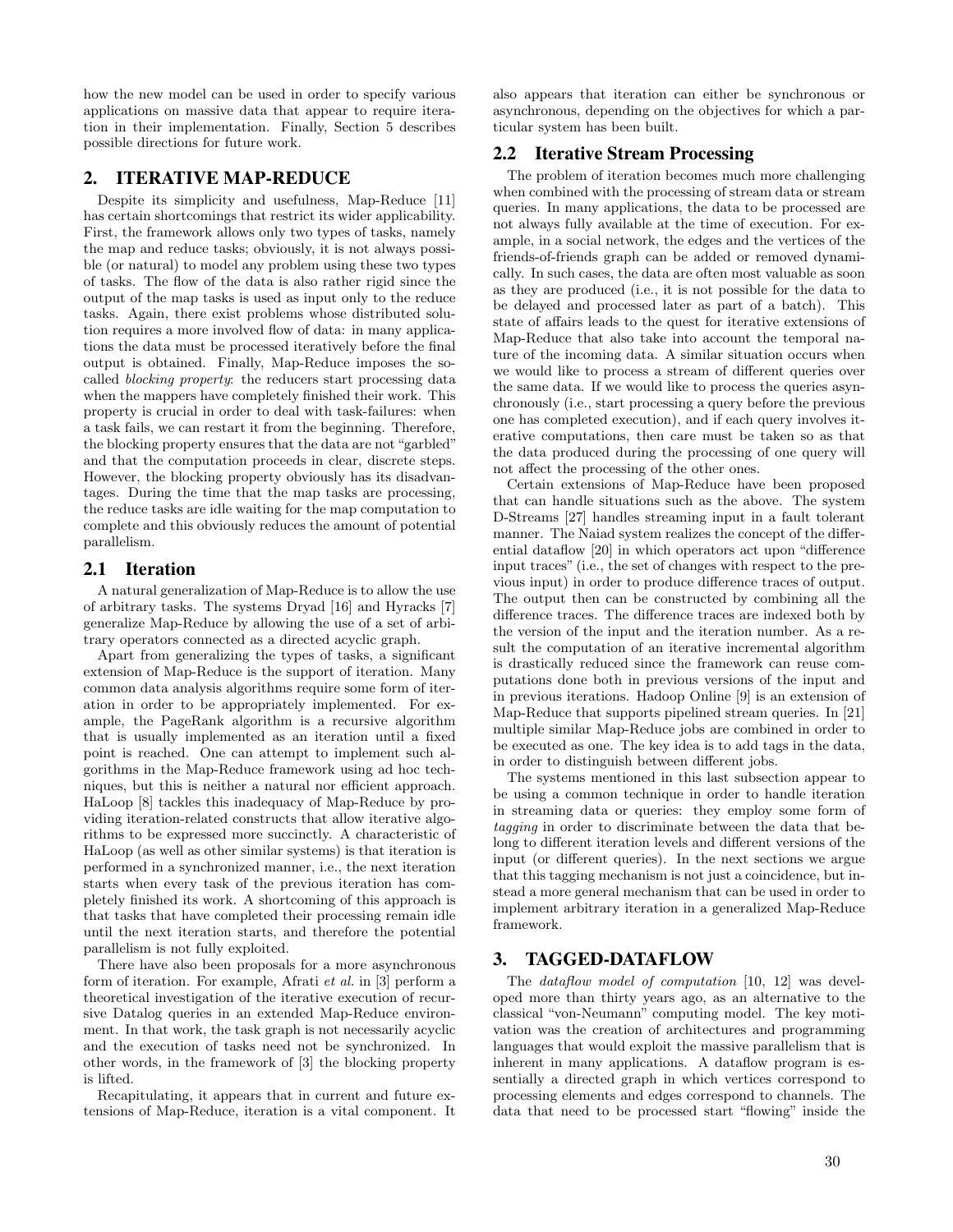how the new model can be used in order to specify various applications on massive data that appear to require iteration in their implementation. Finally, Section 5 describes possible directions for future work.

## 2. ITERATIVE MAP-REDUCE

Despite its simplicity and usefulness, Map-Reduce [11] has certain shortcomings that restrict its wider applicability. First, the framework allows only two types of tasks, namely the map and reduce tasks; obviously, it is not always possible (or natural) to model any problem using these two types of tasks. The flow of the data is also rather rigid since the output of the map tasks is used as input only to the reduce tasks. Again, there exist problems whose distributed solution requires a more involved flow of data: in many applications the data must be processed iteratively before the final output is obtained. Finally, Map-Reduce imposes the so-called *blocking property*: the reducers start processing data when the mappers have completely finished their work. This property is crucial in order to deal with task-failures: when a task fails, we can restart it from the beginning. Therefore, the blocking property ensures that the data are not "garbled" and that the computation proceeds in clear, discrete steps. However, the blocking property obviously has its disadvantages. During the time that the map tasks are processing, the reduce tasks are idle waiting for the map computation to complete and this obviously reduces the amount of potential parallelism.

### 2.1 Iteration

A natural generalization of Map-Reduce is to allow the use of arbitrary tasks. The systems Dryad [16] and Hyracks [7] generalize Map-Reduce by allowing the use of a set of arbitrary operators connected as a directed acyclic graph.

Apart from generalizing the types of tasks, a significant extension of Map-Reduce is the support of iteration. Many common data analysis algorithms require some form of iteration in order to be appropriately implemented. For example, the PageRank algorithm is a recursive algorithm that is usually implemented as an iteration until a fixed point is reached. One can attempt to implement such algorithms in the Map-Reduce framework using ad hoc techniques, but this is neither a natural nor efficient approach. HaLoop [8] tackles this inadequacy of Map-Reduce by providing iteration-related constructs that allow iterative algorithms to be expressed more succinctly. A characteristic of HaLoop (as well as other similar systems) is that iteration is performed in a synchronized manner, i.e., the next iteration starts when every task of the previous iteration has completely finished its work. A shortcoming of this approach is that tasks that have completed their processing remain idle until the next iteration starts, and therefore the potential parallelism is not fully exploited.

There have also been proposals for a more asynchronous form of iteration. For example, Afrati *et al.* in [3] perform a theoretical investigation of the iterative execution of recursive Datalog queries in an extended Map-Reduce environment. In that work, the task graph is not necessarily acyclic and the execution of tasks need not be synchronized. In other words, in the framework of [3] the blocking property is lifted.

Recapitulating, it appears that in current and future extensions of Map-Reduce, iteration is a vital component. It also appears that iteration can either be synchronous or asynchronous, depending on the objectives for which a particular system has been built.

### 2.2 Iterative Stream Processing

The problem of iteration becomes much more challenging when combined with the processing of stream data or stream queries. In many applications, the data to be processed are not always fully available at the time of execution. For example, in a social network, the edges and the vertices of the friends-of-friends graph can be added or removed dynamically. In such cases, the data are often most valuable as soon as they are produced (i.e., it is not possible for the data to be delayed and processed later as part of a batch). This state of affairs leads to the quest for iterative extensions of Map-Reduce that also take into account the temporal nature of the incoming data. A similar situation occurs when we would like to process a stream of different queries over the same data. If we would like to process the queries asynchronously (i.e., start processing a query before the previous one has completed execution), and if each query involves iterative computations, then care must be taken so as that the data produced during the processing of one query will not affect the processing of the other ones.

Certain extensions of Map-Reduce have been proposed that can handle situations such as the above. The system D-Streams [27] handles streaming input in a fault tolerant manner. The Naiad system realizes the concept of the differential dataflow [20] in which operators act upon "difference input traces" (i.e., the set of changes with respect to the previous input) in order to produce difference traces of output. The output then can be constructed by combining all the difference traces. The difference traces are indexed both by the version of the input and the iteration number. As a result the computation of an iterative incremental algorithm is drastically reduced since the framework can reuse computations done both in previous versions of the input and in previous iterations. Hadoop Online [9] is an extension of Map-Reduce that supports pipelined stream queries. In [21] multiple similar Map-Reduce jobs are combined in order to be executed as one. The key idea is to add tags in the data, in order to distinguish between different jobs.

The systems mentioned in this last subsection appear to be using a common technique in order to handle iteration in streaming data or queries: they employ some form of *tagging* in order to discriminate between the data that belong to different iteration levels and different versions of the input (or different queries). In the next sections we argue that this tagging mechanism is not just a coincidence, but instead a more general mechanism that can be used in order to implement arbitrary iteration in a generalized Map-Reduce framework.

## 3. TAGGED-DATAFLOW

The *dataflow model of computation* [10, 12] was developed more than thirty years ago, as an alternative to the classical "von-Neumann" computing model. The key motivation was the creation of architectures and programming languages that would exploit the massive parallelism that is inherent in many applications. A dataflow program is essentially a directed graph in which vertices correspond to processing elements and edges correspond to channels. The data that need to be processed start "flowing" inside the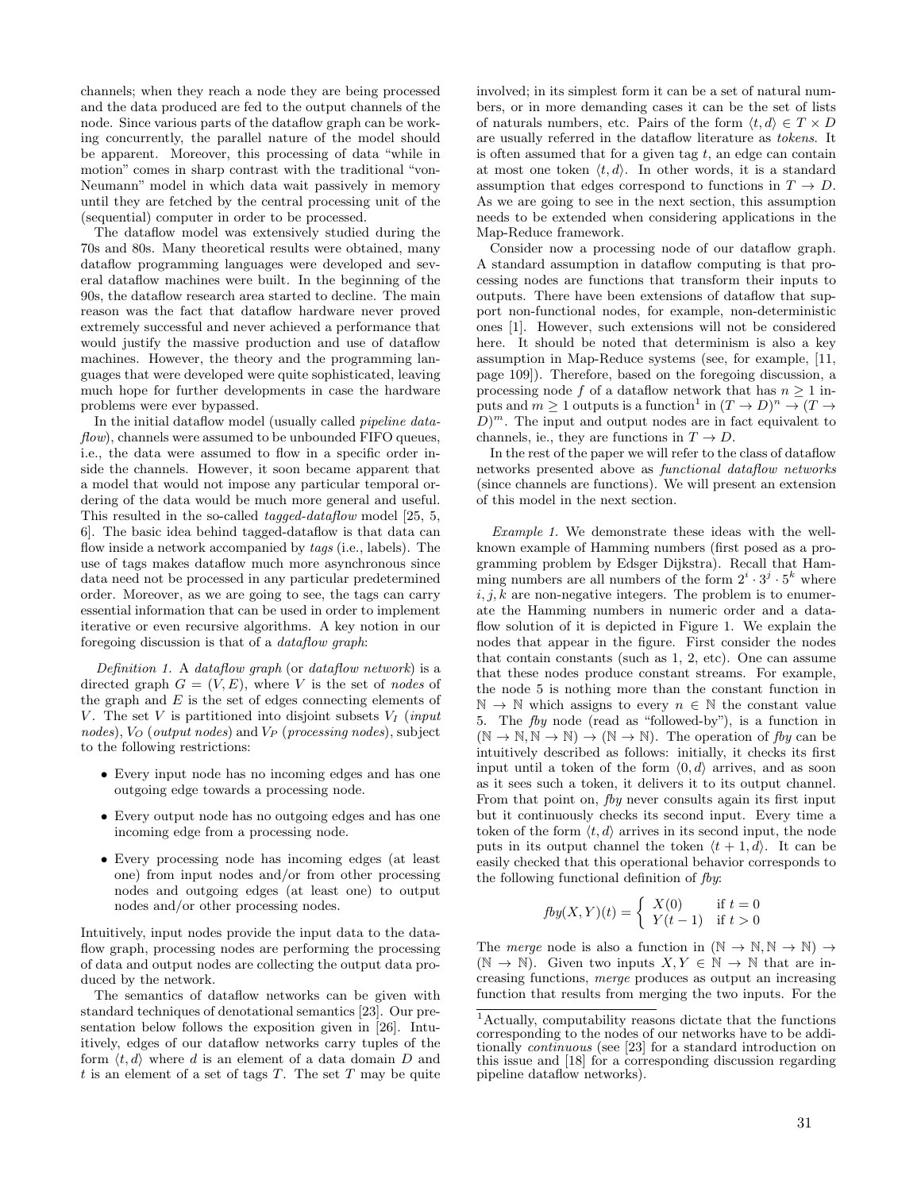channels; when they reach a node they are being processed and the data produced are fed to the output channels of the node. Since various parts of the dataflow graph can be working concurrently, the parallel nature of the model should be apparent. Moreover, this processing of data "while in motion" comes in sharp contrast with the traditional "von-Neumann" model in which data wait passively in memory until they are fetched by the central processing unit of the (sequential) computer in order to be processed.

The dataflow model was extensively studied during the 70s and 80s. Many theoretical results were obtained, many dataflow programming languages were developed and several dataflow machines were built. In the beginning of the 90s, the dataflow research area started to decline. The main reason was the fact that dataflow hardware never proved extremely successful and never achieved a performance that would justify the massive production and use of dataflow machines. However, the theory and the programming languages that were developed were quite sophisticated, leaving much hope for further developments in case the hardware problems were ever bypassed.

In the initial dataflow model (usually called *pipeline dataflow*), channels were assumed to be unbounded FIFO queues, i.e., the data were assumed to flow in a specific order inside the channels. However, it soon became apparent that a model that would not impose any particular temporal ordering of the data would be much more general and useful. This resulted in the so-called *tagged-dataflow* model [25, 5, 6]. The basic idea behind tagged-dataflow is that data can flow inside a network accompanied by *tags* (i.e., labels). The use of tags makes dataflow much more asynchronous since data need not be processed in any particular predetermined order. Moreover, as we are going to see, the tags can carry essential information that can be used in order to implement iterative or even recursive algorithms. A key notion in our foregoing discussion is that of a *dataflow graph*:

*Definition 1.* A *dataflow graph* (or *dataflow network*) is a directed graph $G = (V, E)$, where $V$ is the set of *nodes* of the graph and $E$ is the set of edges connecting elements of $V$. The set $V$ is partitioned into disjoint subsets $V_I$ (*input nodes*), $V_O$ (*output nodes*) and $V_P$ (*processing nodes*), subject to the following restrictions:

- Every input node has no incoming edges and has one outgoing edge towards a processing node.
- Every output node has no outgoing edges and has one incoming edge from a processing node.
- Every processing node has incoming edges (at least one) from input nodes and/or from other processing nodes and outgoing edges (at least one) to output nodes and/or other processing nodes.

Intuitively, input nodes provide the input data to the dataflow graph, processing nodes are performing the processing of data and output nodes are collecting the output data produced by the network.

The semantics of dataflow networks can be given with standard techniques of denotational semantics [23]. Our presentation below follows the exposition given in [26]. Intuitively, edges of our dataflow networks carry tuples of the form $\langle t, d \rangle$ where $d$ is an element of a data domain $D$ and $t$ is an element of a set of tags $T$. The set $T$ may be quite involved; in its simplest form it can be a set of natural numbers, or in more demanding cases it can be the set of lists of naturals numbers, etc. Pairs of the form $\langle t, d \rangle \in T \times D$ are usually referred in the dataflow literature as *tokens*. It is often assumed that for a given tag $t$, an edge can contain at most one token $\langle t, d \rangle$. In other words, it is a standard assumption that edges correspond to functions in $T \to D$. As we are going to see in the next section, this assumption needs to be extended when considering applications in the Map-Reduce framework.

Consider now a processing node of our dataflow graph. A standard assumption in dataflow computing is that processing nodes are functions that transform their inputs to outputs. There have been extensions of dataflow that support non-functional nodes, for example, non-deterministic ones [1]. However, such extensions will not be considered here. It should be noted that determinism is also a key assumption in Map-Reduce systems (see, for example, [11, page 109]). Therefore, based on the foregoing discussion, a processing node $f$ of a dataflow network that has $n \geq 1$ inputs and $m \geq 1$ outputs is a function[1] in $(T \to D)^n \to (T \to D)^m$. The input and output nodes are in fact equivalent to channels, ie., they are functions in $T \to D$.

In the rest of the paper we will refer to the class of dataflow networks presented above as *functional dataflow networks* (since channels are functions). We will present an extension of this model in the next section.

*Example 1.* We demonstrate these ideas with the well-known example of Hamming numbers (first posed as a programming problem by Edsger Dijkstra). Recall that Hamming numbers are all numbers of the form $2^i \cdot 3^j \cdot 5^k$ where $i, j, k$ are non-negative integers. The problem is to enumerate the Hamming numbers in numeric order and a dataflow solution of it is depicted in Figure 1. We explain the nodes that appear in the figure. First consider the nodes that contain constants (such as 1, 2, etc). One can assume that these nodes produce constant streams. For example, the node 5 is nothing more than the constant function in $\mathbb{N} \to \mathbb{N}$ which assigns to every $n \in \mathbb{N}$ the constant value 5. The *fby* node (read as "followed-by"), is a function in $(\mathbb{N} \to \mathbb{N}, \mathbb{N} \to \mathbb{N}) \to (\mathbb{N} \to \mathbb{N})$. The operation of *fby* can be intuitively described as follows: initially, it checks its first input until a token of the form $\langle 0, d \rangle$ arrives, and as soon as it sees such a token, it delivers it to its output channel. From that point on, *fby* never consults again its first input but it continuously checks its second input. Every time a token of the form $\langle t, d \rangle$ arrives in its second input, the node puts in its output channel the token $\langle t + 1, d \rangle$. It can be easily checked that this operational behavior corresponds to the following functional definition of *fby*:

$$fby(X, Y)(t) = \begin{cases} X(0) & \text{if } t = 0 \\ Y(t-1) & \text{if } t > 0 \end{cases}$$

The *merge* node is also a function in $(\mathbb{N} \to \mathbb{N}, \mathbb{N} \to \mathbb{N}) \to (\mathbb{N} \to \mathbb{N})$. Given two inputs $X, Y \in \mathbb{N} \to \mathbb{N}$ that are increasing functions, *merge* produces as output an increasing function that results from merging the two inputs. For the

[1] Actually, computability reasons dictate that the functions corresponding to the nodes of our networks have to be additionally *continuous* (see [23] for a standard introduction on this issue and [18] for a corresponding discussion regarding pipeline dataflow networks).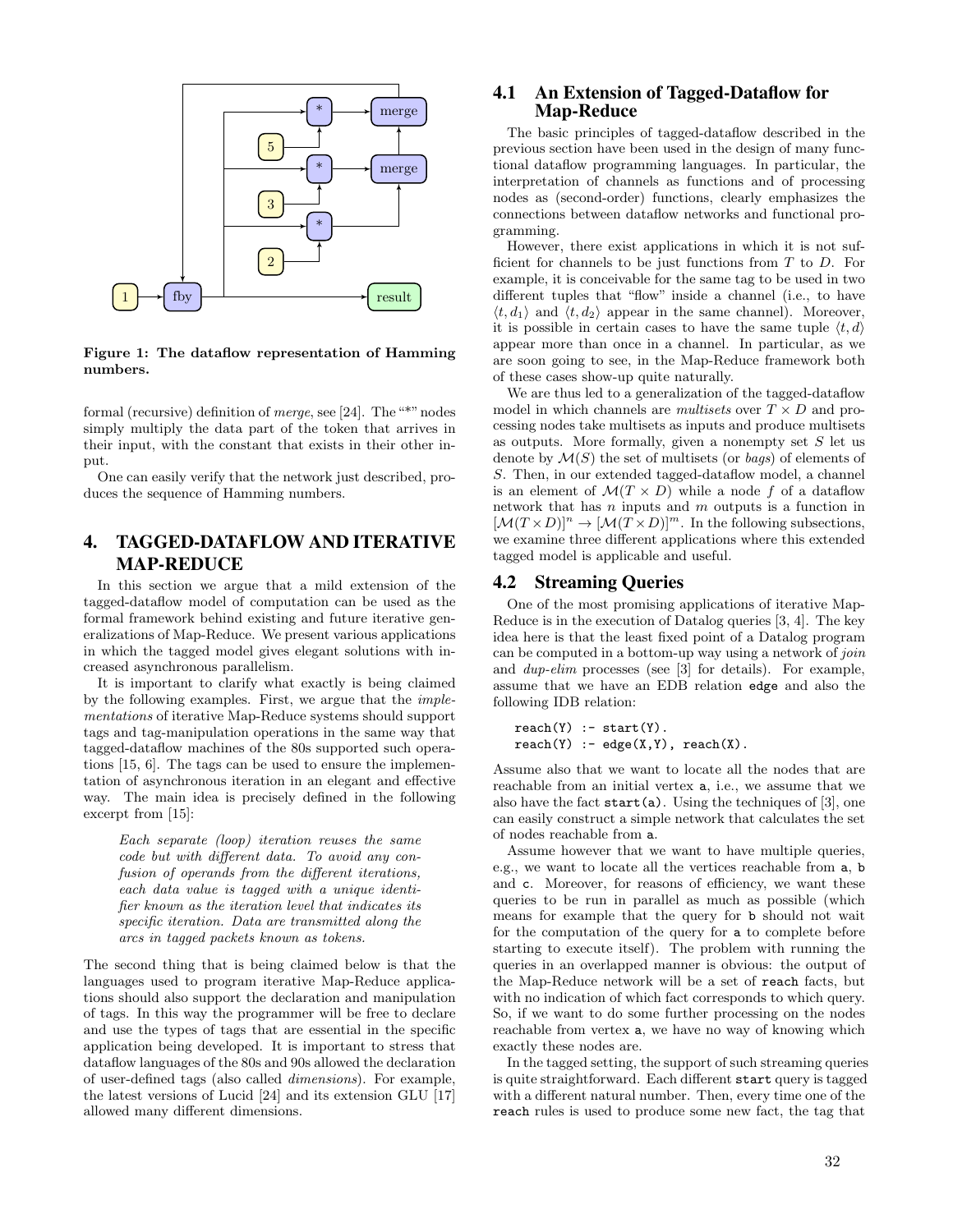**Figure 1: The dataflow representation of Hamming numbers.**

formal (recursive) definition of *merge*, see [24]. The "*" nodes simply multiply the data part of the token that arrives in their input, with the constant that exists in their other input.

One can easily verify that the network just described, produces the sequence of Hamming numbers.

# 4. TAGGED-DATAFLOW AND ITERATIVE MAP-REDUCE

In this section we argue that a mild extension of the tagged-dataflow model of computation can be used as the formal framework behind existing and future iterative generalizations of Map-Reduce. We present various applications in which the tagged model gives elegant solutions with increased asynchronous parallelism.

It is important to clarify what exactly is being claimed by the following examples. First, we argue that the *implementations* of iterative Map-Reduce systems should support tags and tag-manipulation operations in the same way that tagged-dataflow machines of the 80s supported such operations [15, 6]. The tags can be used to ensure the implementation of asynchronous iteration in an elegant and effective way. The main idea is precisely defined in the following excerpt from [15]:

> *Each separate (loop) iteration reuses the same code but with different data. To avoid any confusion of operands from the different iterations, each data value is tagged with a unique identifier known as the iteration level that indicates its specific iteration. Data are transmitted along the arcs in tagged packets known as tokens.*

The second thing that is being claimed below is that the languages used to program iterative Map-Reduce applications should also support the declaration and manipulation of tags. In this way the programmer will be free to declare and use the types of tags that are essential in the specific application being developed. It is important to stress that dataflow languages of the 80s and 90s allowed the declaration of user-defined tags (also called *dimensions*). For example, the latest versions of Lucid [24] and its extension GLU [17] allowed many different dimensions.

## 4.1 An Extension of Tagged-Dataflow for Map-Reduce

The basic principles of tagged-dataflow described in the previous section have been used in the design of many functional dataflow programming languages. In particular, the interpretation of channels as functions and of processing nodes as (second-order) functions, clearly emphasizes the connections between dataflow networks and functional programming.

However, there exist applications in which it is not sufficient for channels to be just functions from $T$ to $D$. For example, it is conceivable for the same tag to be used in two different tuples that "flow" inside a channel (i.e., to have $\langle t, d_1 \rangle$ and $\langle t, d_2 \rangle$ appear in the same channel). Moreover, it is possible in certain cases to have the same tuple $\langle t, d \rangle$ appear more than once in a channel. In particular, as we are soon going to see, in the Map-Reduce framework both of these cases show-up quite naturally.

We are thus led to a generalization of the tagged-dataflow model in which channels are *multisets* over $T \times D$ and processing nodes take multisets as inputs and produce multisets as outputs. More formally, given a nonempty set $S$ let us denote by $\mathcal{M}(S)$ the set of multisets (or *bags*) of elements of $S$. Then, in our extended tagged-dataflow model, a channel is an element of $\mathcal{M}(T \times D)$ while a node $f$ of a dataflow network that has $n$ inputs and $m$ outputs is a function in $[\mathcal{M}(T \times D)]^n \to [\mathcal{M}(T \times D)]^m$. In the following subsections, we examine three different applications where this extended tagged model is applicable and useful.

## 4.2 Streaming Queries

One of the most promising applications of iterative Map-Reduce is in the execution of Datalog queries [3, 4]. The key idea here is that the least fixed point of a Datalog program can be computed in a bottom-up way using a network of *join* and *dup-elim* processes (see [3] for details). For example, assume that we have an EDB relation `edge` and also the following IDB relation:

```
reach(Y) :- start(Y).
reach(Y) :- edge(X,Y), reach(X).
```

Assume also that we want to locate all the nodes that are reachable from an initial vertex `a`, i.e., we assume that we also have the fact `start(a)`. Using the techniques of [3], one can easily construct a simple network that calculates the set of nodes reachable from `a`.

Assume however that we want to have multiple queries, e.g., we want to locate all the vertices reachable from `a`, `b` and `c`. Moreover, for reasons of efficiency, we want these queries to be run in parallel as much as possible (which means for example that the query for `b` should not wait for the computation of the query for `a` to complete before starting to execute itself). The problem with running the queries in an overlapped manner is obvious: the output of the Map-Reduce network will be a set of `reach` facts, but with no indication of which fact corresponds to which query. So, if we want to do some further processing on the nodes reachable from vertex `a`, we have no way of knowing which exactly these nodes are.

In the tagged setting, the support of such streaming queries is quite straightforward. Each different `start` query is tagged with a different natural number. Then, every time one of the `reach` rules is used to produce some new fact, the tag that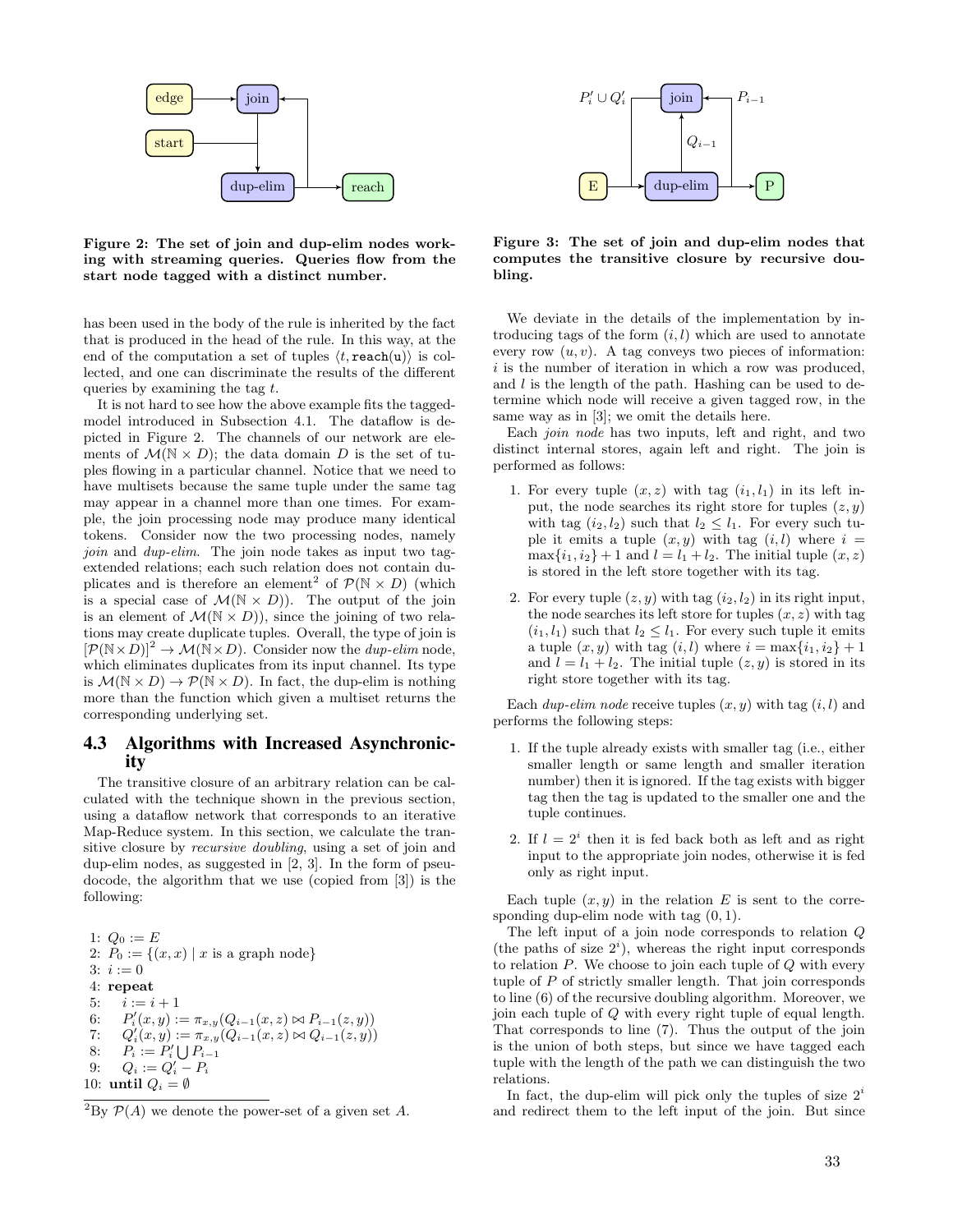Figure 2: The set of join and dup-elim nodes working with streaming queries. Queries flow from the start node tagged with a distinct number.

has been used in the body of the rule is inherited by the fact that is produced in the head of the rule. In this way, at the end of the computation a set of tuples $\langle t, \texttt{reach(u)} \rangle$ is collected, and one can discriminate the results of the different queries by examining the tag $t$.

It is not hard to see how the above example fits the tagged-model introduced in Subsection 4.1. The dataflow is depicted in Figure 2. The channels of our network are elements of $\mathcal{M}(\mathbb{N} \times D)$; the data domain $D$ is the set of tuples flowing in a particular channel. Notice that we need to have multisets because the same tuple under the same tag may appear in a channel more than one times. For example, the join processing node may produce many identical tokens. Consider now the two processing nodes, namely *join* and *dup-elim*. The join node takes as input two tag-extended relations; each such relation does not contain duplicates and is therefore an element[2] of $\mathcal{P}(\mathbb{N} \times D)$ (which is a special case of $\mathcal{M}(\mathbb{N} \times D)$). The output of the join is an element of $\mathcal{M}(\mathbb{N} \times D)$), since the joining of two relations may create duplicate tuples. Overall, the type of join is $[\mathcal{P}(\mathbb{N} \times D)]^2 \to \mathcal{M}(\mathbb{N} \times D)$. Consider now the *dup-elim* node, which eliminates duplicates from its input channel. Its type is $\mathcal{M}(\mathbb{N} \times D) \to \mathcal{P}(\mathbb{N} \times D)$. In fact, the dup-elim is nothing more than the function which given a multiset returns the corresponding underlying set.

## 4.3 Algorithms with Increased Asynchronicity

The transitive closure of an arbitrary relation can be calculated with the technique shown in the previous section, using a dataflow network that corresponds to an iterative Map-Reduce system. In this section, we calculate the transitive closure by *recursive doubling*, using a set of join and dup-elim nodes, as suggested in [2, 3]. In the form of pseudocode, the algorithm that we use (copied from [3]) is the following:

1: $Q_0 := E$
2: $P_0 := \{(x, x) \mid x \text{ is a graph node}\}$
3: $i := 0$
4: **repeat**
5: $\quad i := i + 1$
6: $\quad P_i'(x, y) := \pi_{x,y}(Q_{i-1}(x, z) \bowtie P_{i-1}(z, y))$
7: $\quad Q_i'(x, y) := \pi_{x,y}(Q_{i-1}(x, z) \bowtie Q_{i-1}(z, y))$
8: $\quad P_i := P_i' \bigcup P_{i-1}$
9: $\quad Q_i := Q_i' - P_i$
10: **until** $Q_i = \emptyset$

[2] By $\mathcal{P}(A)$ we denote the power-set of a given set $A$.

Figure 3: The set of join and dup-elim nodes that computes the transitive closure by recursive doubling.

We deviate in the details of the implementation by introducing tags of the form $(i, l)$ which are used to annotate every row $(u, v)$. A tag conveys two pieces of information: $i$ is the number of iteration in which a row was produced, and $l$ is the length of the path. Hashing can be used to determine which node will receive a given tagged row, in the same way as in [3]; we omit the details here.

Each *join node* has two inputs, left and right, and two distinct internal stores, again left and right. The join is performed as follows:

1. For every tuple $(x, z)$ with tag $(i_1, l_1)$ in its left input, the node searches its right store for tuples $(z, y)$ with tag $(i_2, l_2)$ such that $l_2 \leq l_1$. For every such tuple it emits a tuple $(x, y)$ with tag $(i, l)$ where $i = \max\{i_1, i_2\} + 1$ and $l = l_1 + l_2$. The initial tuple $(x, z)$ is stored in the left store together with its tag.

2. For every tuple $(z, y)$ with tag $(i_2, l_2)$ in its right input, the node searches its left store for tuples $(x, z)$ with tag $(i_1, l_1)$ such that $l_2 \leq l_1$. For every such tuple it emits a tuple $(x, y)$ with tag $(i, l)$ where $i = \max\{i_1, i_2\} + 1$ and $l = l_1 + l_2$. The initial tuple $(z, y)$ is stored in its right store together with its tag.

Each *dup-elim node* receive tuples $(x, y)$ with tag $(i, l)$ and performs the following steps:

1. If the tuple already exists with smaller tag (i.e., either smaller length or same length and smaller iteration number) then it is ignored. If the tag exists with bigger tag then the tag is updated to the smaller one and the tuple continues.

2. If $l = 2^i$ then it is fed back both as left and as right input to the appropriate join nodes, otherwise it is fed only as right input.

Each tuple $(x, y)$ in the relation $E$ is sent to the corresponding dup-elim node with tag $(0, 1)$.

The left input of a join node corresponds to relation $Q$ (the paths of size $2^i$), whereas the right input corresponds to relation $P$. We choose to join each tuple of $Q$ with every tuple of $P$ of strictly smaller length. That join corresponds to line (6) of the recursive doubling algorithm. Moreover, we join each tuple of $Q$ with every right tuple of equal length. That corresponds to line (7). Thus the output of the join is the union of both steps, but since we have tagged each tuple with the length of the path we can distinguish the two relations.

In fact, the dup-elim will pick only the tuples of size $2^i$ and redirect them to the left input of the join. But since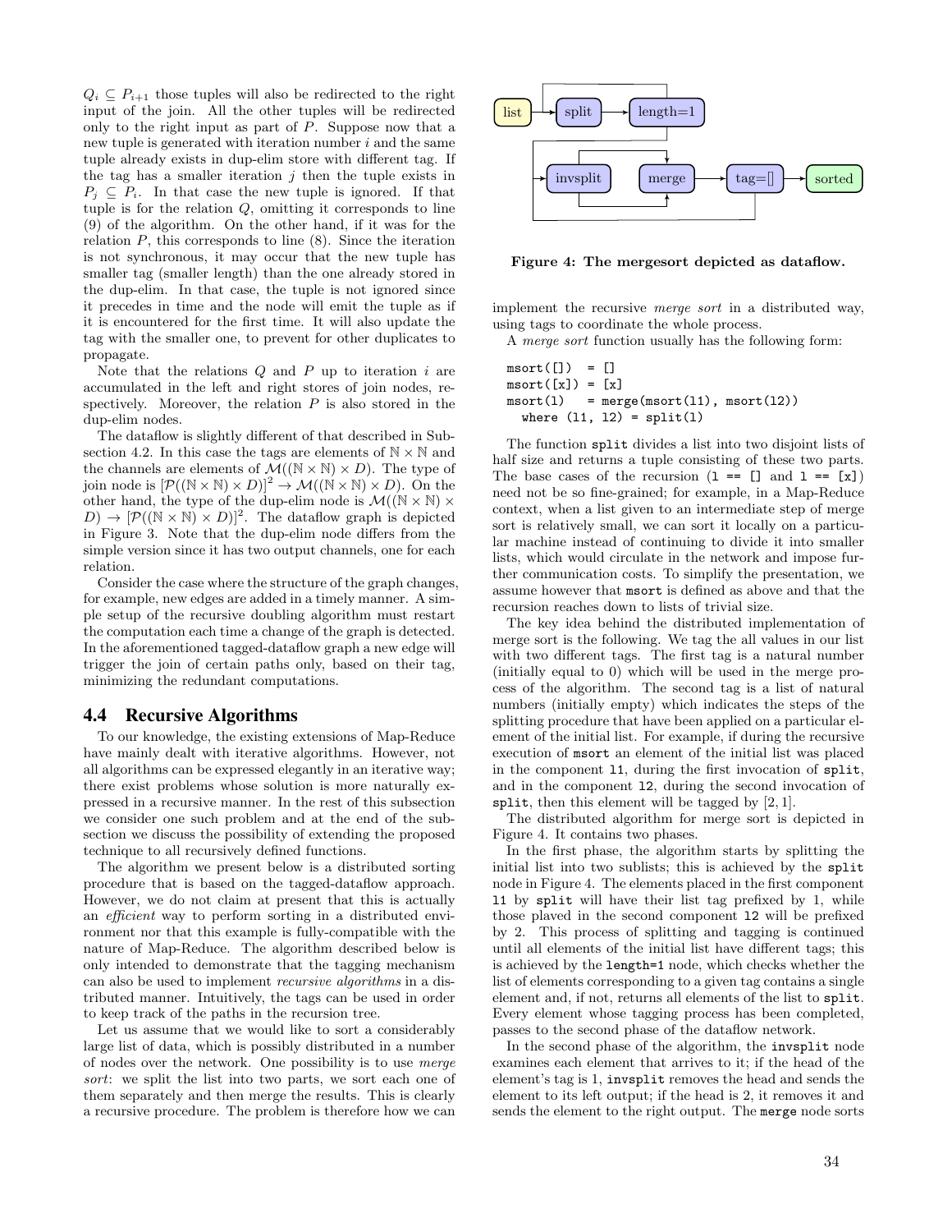$Q_i \subseteq P_{i+1}$ those tuples will also be redirected to the right input of the join. All the other tuples will be redirected only to the right input as part of $P$. Suppose now that a new tuple is generated with iteration number $i$ and the same tuple already exists in dup-elim store with different tag. If the tag has a smaller iteration $j$ then the tuple exists in $P_j \subseteq P_i$. In that case the new tuple is ignored. If that tuple is for the relation $Q$, omitting it corresponds to line (9) of the algorithm. On the other hand, if it was for the relation $P$, this corresponds to line (8). Since the iteration is not synchronous, it may occur that the new tuple has smaller tag (smaller length) than the one already stored in the dup-elim. In that case, the tuple is not ignored since it precedes in time and the node will emit the tuple as if it is encountered for the first time. It will also update the tag with the smaller one, to prevent for other duplicates to propagate.

Note that the relations $Q$ and $P$ up to iteration $i$ are accumulated in the left and right stores of join nodes, respectively. Moreover, the relation $P$ is also stored in the dup-elim nodes.

The dataflow is slightly different of that described in Subsection 4.2. In this case the tags are elements of $\mathbb{N} \times \mathbb{N}$ and the channels are elements of $\mathcal{M}((\mathbb{N} \times \mathbb{N}) \times D)$. The type of join node is $[\mathcal{P}((\mathbb{N} \times \mathbb{N}) \times D)]^2 \to \mathcal{M}((\mathbb{N} \times \mathbb{N}) \times D)$. On the other hand, the type of the dup-elim node is $\mathcal{M}((\mathbb{N} \times \mathbb{N}) \times D) \to [\mathcal{P}((\mathbb{N} \times \mathbb{N}) \times D)]^2$. The dataflow graph is depicted in Figure 3. Note that the dup-elim node differs from the simple version since it has two output channels, one for each relation.

Consider the case where the structure of the graph changes, for example, new edges are added in a timely manner. A simple setup of the recursive doubling algorithm must restart the computation each time a change of the graph is detected. In the aforementioned tagged-dataflow graph a new edge will trigger the join of certain paths only, based on their tag, minimizing the redundant computations.

## 4.4 Recursive Algorithms

To our knowledge, the existing extensions of Map-Reduce have mainly dealt with iterative algorithms. However, not all algorithms can be expressed elegantly in an iterative way; there exist problems whose solution is more naturally expressed in a recursive manner. In the rest of this subsection we consider one such problem and at the end of the subsection we discuss the possibility of extending the proposed technique to all recursively defined functions.

The algorithm we present below is a distributed sorting procedure that is based on the tagged-dataflow approach. However, we do not claim at present that this is actually an *efficient* way to perform sorting in a distributed environment nor that this example is fully-compatible with the nature of Map-Reduce. The algorithm described below is only intended to demonstrate that the tagging mechanism can also be used to implement *recursive algorithms* in a distributed manner. Intuitively, the tags can be used in order to keep track of the paths in the recursion tree.

Let us assume that we would like to sort a considerably large list of data, which is possibly distributed in a number of nodes over the network. One possibility is to use *merge sort*: we split the list into two parts, we sort each one of them separately and then merge the results. This is clearly a recursive procedure. The problem is therefore how we can implement the recursive *merge sort* in a distributed way, using tags to coordinate the whole process.

list → split → length=1 → invsplit → merge → tag=[] → sorted

**Figure 4: The mergesort depicted as dataflow.**

A *merge sort* function usually has the following form:

```
msort([])  = []
msort([x]) = [x]
msort(l)   = merge(msort(l1), msort(l2))
  where (l1, l2) = split(l)
```

The function `split` divides a list into two disjoint lists of half size and returns a tuple consisting of these two parts. The base cases of the recursion (`l == []` and `l == [x]`) need not be so fine-grained; for example, in a Map-Reduce context, when a list given to an intermediate step of merge sort is relatively small, we can sort it locally on a particular machine instead of continuing to divide it into smaller lists, which would circulate in the network and impose further communication costs. To simplify the presentation, we assume however that `msort` is defined as above and that the recursion reaches down to lists of trivial size.

The key idea behind the distributed implementation of merge sort is the following. We tag the all values in our list with two different tags. The first tag is a natural number (initially equal to 0) which will be used in the merge process of the algorithm. The second tag is a list of natural numbers (initially empty) which indicates the steps of the splitting procedure that have been applied on a particular element of the initial list. For example, if during the recursive execution of `msort` an element of the initial list was placed in the component `l1`, during the first invocation of `split`, and in the component `l2`, during the second invocation of `split`, then this element will be tagged by [2, 1].

The distributed algorithm for merge sort is depicted in Figure 4. It contains two phases.

In the first phase, the algorithm starts by splitting the initial list into two sublists; this is achieved by the `split` node in Figure 4. The elements placed in the first component `l1` by `split` will have their list tag prefixed by 1, while those plaved in the second component `l2` will be prefixed by 2. This process of splitting and tagging is continued until all elements of the initial list have different tags; this is achieved by the `length=1` node, which checks whether the list of elements corresponding to a given tag contains a single element and, if not, returns all elements of the list to `split`. Every element whose tagging process has been completed, passes to the second phase of the dataflow network.

In the second phase of the algorithm, the `invsplit` node examines each element that arrives to it; if the head of the element's tag is 1, `invsplit` removes the head and sends the element to its left output; if the head is 2, it removes it and sends the element to the right output. The `merge` node sorts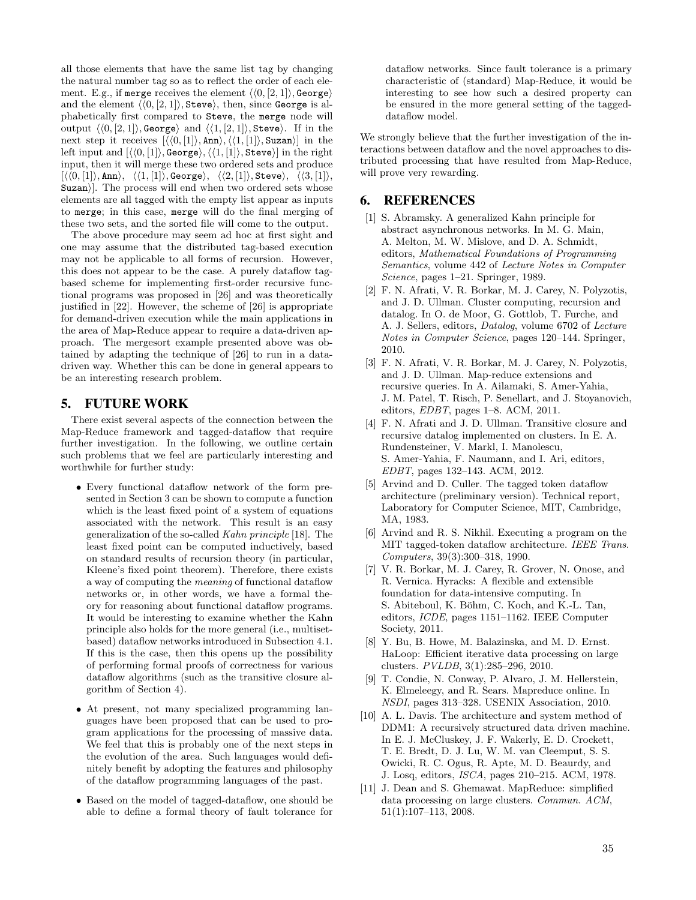all those elements that have the same list tag by changing the natural number tag so as to reflect the order of each element. E.g., if `merge` receives the element $\langle\langle 0, [2, 1]\rangle, \texttt{George}\rangle$ and the element $\langle\langle 0, [2, 1]\rangle, \texttt{Steve}\rangle$, then, since `George` is alphabetically first compared to `Steve`, the `merge` node will output $\langle\langle 0, [2, 1]\rangle, \texttt{George}\rangle$ and $\langle\langle 1, [2, 1]\rangle, \texttt{Steve}\rangle$. If in the next step it receives $[\langle\langle 0, [1]\rangle, \texttt{Ann}\rangle, \langle\langle 1, [1]\rangle, \texttt{Suzan}\rangle]$ in the left input and $[\langle\langle 0, [1]\rangle, \texttt{George}\rangle, \langle\langle 1, [1]\rangle, \texttt{Steve}\rangle]$ in the right input, then it will merge these two ordered sets and produce $[\langle\langle 0, [1]\rangle, \texttt{Ann}\rangle, \langle\langle 1, [1]\rangle, \texttt{George}\rangle, \langle\langle 2, [1]\rangle, \texttt{Steve}\rangle, \langle\langle 3, [1]\rangle, \texttt{Suzan}\rangle]$. The process will end when two ordered sets whose elements are all tagged with the empty list appear as inputs to `merge`; in this case, `merge` will do the final merging of these two sets, and the sorted file will come to the output.

The above procedure may seem ad hoc at first sight and one may assume that the distributed tag-based execution may not be applicable to all forms of recursion. However, this does not appear to be the case. A purely dataflow tag-based scheme for implementing first-order recursive functional programs was proposed in [26] and was theoretically justified in [22]. However, the scheme of [26] is appropriate for demand-driven execution while the main applications in the area of Map-Reduce appear to require a data-driven approach. The mergesort example presented above was obtained by adapting the technique of [26] to run in a data-driven way. Whether this can be done in general appears to be an interesting research problem.

## 5. FUTURE WORK

There exist several aspects of the connection between the Map-Reduce framework and tagged-dataflow that require further investigation. In the following, we outline certain such problems that we feel are particularly interesting and worthwhile for further study:

- Every functional dataflow network of the form presented in Section 3 can be shown to compute a function which is the least fixed point of a system of equations associated with the network. This result is an easy generalization of the so-called *Kahn principle* [18]. The least fixed point can be computed inductively, based on standard results of recursion theory (in particular, Kleene's fixed point theorem). Therefore, there exists a way of computing the *meaning* of functional dataflow networks or, in other words, we have a formal theory for reasoning about functional dataflow programs. It would be interesting to examine whether the Kahn principle also holds for the more general (i.e., multiset-based) dataflow networks introduced in Subsection 4.1. If this is the case, then this opens up the possibility of performing formal proofs of correctness for various dataflow algorithms (such as the transitive closure algorithm of Section 4).
- At present, not many specialized programming languages have been proposed that can be used to program applications for the processing of massive data. We feel that this is probably one of the next steps in the evolution of the area. Such languages would definitely benefit by adopting the features and philosophy of the dataflow programming languages of the past.
- Based on the model of tagged-dataflow, one should be able to define a formal theory of fault tolerance for dataflow networks. Since fault tolerance is a primary characteristic of (standard) Map-Reduce, it would be interesting to see how such a desired property can be ensured in the more general setting of the tagged-dataflow model.

We strongly believe that the further investigation of the interactions between dataflow and the novel approaches to distributed processing that have resulted from Map-Reduce, will prove very rewarding.

## 6. REFERENCES

[1] S. Abramsky. A generalized Kahn principle for abstract asynchronous networks. In M. G. Main, A. Melton, M. W. Mislove, and D. A. Schmidt, editors, *Mathematical Foundations of Programming Semantics*, volume 442 of *Lecture Notes in Computer Science*, pages 1–21. Springer, 1989.

[2] F. N. Afrati, V. R. Borkar, M. J. Carey, N. Polyzotis, and J. D. Ullman. Cluster computing, recursion and datalog. In O. de Moor, G. Gottlob, T. Furche, and A. J. Sellers, editors, *Datalog*, volume 6702 of *Lecture Notes in Computer Science*, pages 120–144. Springer, 2010.

[3] F. N. Afrati, V. R. Borkar, M. J. Carey, N. Polyzotis, and J. D. Ullman. Map-reduce extensions and recursive queries. In A. Ailamaki, S. Amer-Yahia, J. M. Patel, T. Risch, P. Senellart, and J. Stoyanovich, editors, *EDBT*, pages 1–8. ACM, 2011.

[4] F. N. Afrati and J. D. Ullman. Transitive closure and recursive datalog implemented on clusters. In E. A. Rundensteiner, V. Markl, I. Manolescu, S. Amer-Yahia, F. Naumann, and I. Ari, editors, *EDBT*, pages 132–143. ACM, 2012.

[5] Arvind and D. Culler. The tagged token dataflow architecture (preliminary version). Technical report, Laboratory for Computer Science, MIT, Cambridge, MA, 1983.

[6] Arvind and R. S. Nikhil. Executing a program on the MIT tagged-token dataflow architecture. *IEEE Trans. Computers*, 39(3):300–318, 1990.

[7] V. R. Borkar, M. J. Carey, R. Grover, N. Onose, and R. Vernica. Hyracks: A flexible and extensible foundation for data-intensive computing. In S. Abiteboul, K. Böhm, C. Koch, and K.-L. Tan, editors, *ICDE*, pages 1151–1162. IEEE Computer Society, 2011.

[8] Y. Bu, B. Howe, M. Balazinska, and M. D. Ernst. HaLoop: Efficient iterative data processing on large clusters. *PVLDB*, 3(1):285–296, 2010.

[9] T. Condie, N. Conway, P. Alvaro, J. M. Hellerstein, K. Elmeleegy, and R. Sears. Mapreduce online. In *NSDI*, pages 313–328. USENIX Association, 2010.

[10] A. L. Davis. The architecture and system method of DDM1: A recursively structured data driven machine. In E. J. McCluskey, J. F. Wakerly, E. D. Crockett, T. E. Bredt, D. J. Lu, W. M. van Cleemput, S. S. Owicki, R. C. Ogus, R. Apte, M. D. Beaurdy, and J. Losq, editors, *ISCA*, pages 210–215. ACM, 1978.

[11] J. Dean and S. Ghemawat. MapReduce: simplified data processing on large clusters. *Commun. ACM*, 51(1):107–113, 2008.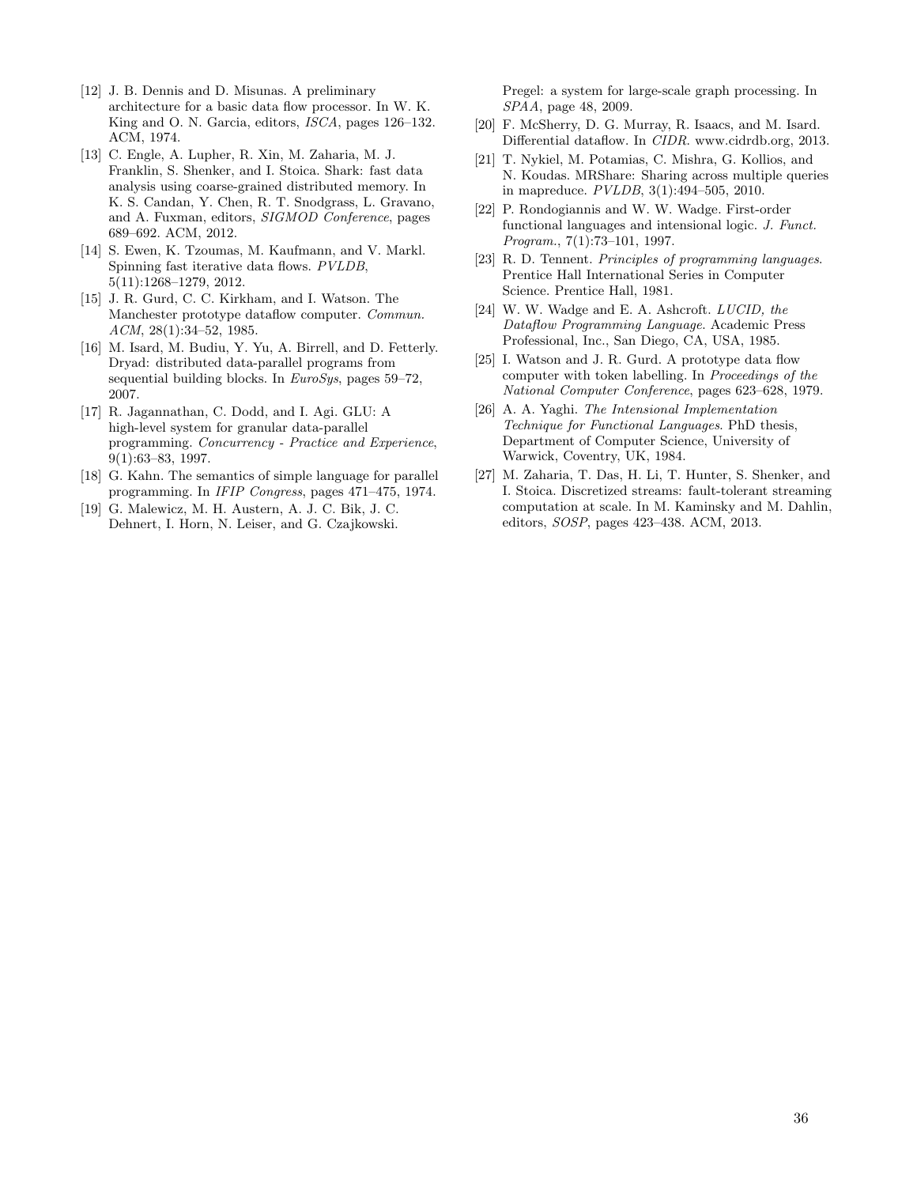[12] J. B. Dennis and D. Misunas. A preliminary architecture for a basic data flow processor. In W. K. King and O. N. Garcia, editors, *ISCA*, pages 126–132. ACM, 1974.

[13] C. Engle, A. Lupher, R. Xin, M. Zaharia, M. J. Franklin, S. Shenker, and I. Stoica. Shark: fast data analysis using coarse-grained distributed memory. In K. S. Candan, Y. Chen, R. T. Snodgrass, L. Gravano, and A. Fuxman, editors, *SIGMOD Conference*, pages 689–692. ACM, 2012.

[14] S. Ewen, K. Tzoumas, M. Kaufmann, and V. Markl. Spinning fast iterative data flows. *PVLDB*, 5(11):1268–1279, 2012.

[15] J. R. Gurd, C. C. Kirkham, and I. Watson. The Manchester prototype dataflow computer. *Commun. ACM*, 28(1):34–52, 1985.

[16] M. Isard, M. Budiu, Y. Yu, A. Birrell, and D. Fetterly. Dryad: distributed data-parallel programs from sequential building blocks. In *EuroSys*, pages 59–72, 2007.

[17] R. Jagannathan, C. Dodd, and I. Agi. GLU: A high-level system for granular data-parallel programming. *Concurrency - Practice and Experience*, 9(1):63–83, 1997.

[18] G. Kahn. The semantics of simple language for parallel programming. In *IFIP Congress*, pages 471–475, 1974.

[19] G. Malewicz, M. H. Austern, A. J. C. Bik, J. C. Dehnert, I. Horn, N. Leiser, and G. Czajkowski. Pregel: a system for large-scale graph processing. In *SPAA*, page 48, 2009.

[20] F. McSherry, D. G. Murray, R. Isaacs, and M. Isard. Differential dataflow. In *CIDR*. www.cidrdb.org, 2013.

[21] T. Nykiel, M. Potamias, C. Mishra, G. Kollios, and N. Koudas. MRShare: Sharing across multiple queries in mapreduce. *PVLDB*, 3(1):494–505, 2010.

[22] P. Rondogiannis and W. W. Wadge. First-order functional languages and intensional logic. *J. Funct. Program.*, 7(1):73–101, 1997.

[23] R. D. Tennent. *Principles of programming languages*. Prentice Hall International Series in Computer Science. Prentice Hall, 1981.

[24] W. W. Wadge and E. A. Ashcroft. *LUCID, the Dataflow Programming Language*. Academic Press Professional, Inc., San Diego, CA, USA, 1985.

[25] I. Watson and J. R. Gurd. A prototype data flow computer with token labelling. In *Proceedings of the National Computer Conference*, pages 623–628, 1979.

[26] A. A. Yaghi. *The Intensional Implementation Technique for Functional Languages*. PhD thesis, Department of Computer Science, University of Warwick, Coventry, UK, 1984.

[27] M. Zaharia, T. Das, H. Li, T. Hunter, S. Shenker, and I. Stoica. Discretized streams: fault-tolerant streaming computation at scale. In M. Kaminsky and M. Dahlin, editors, *SOSP*, pages 423–438. ACM, 2013.